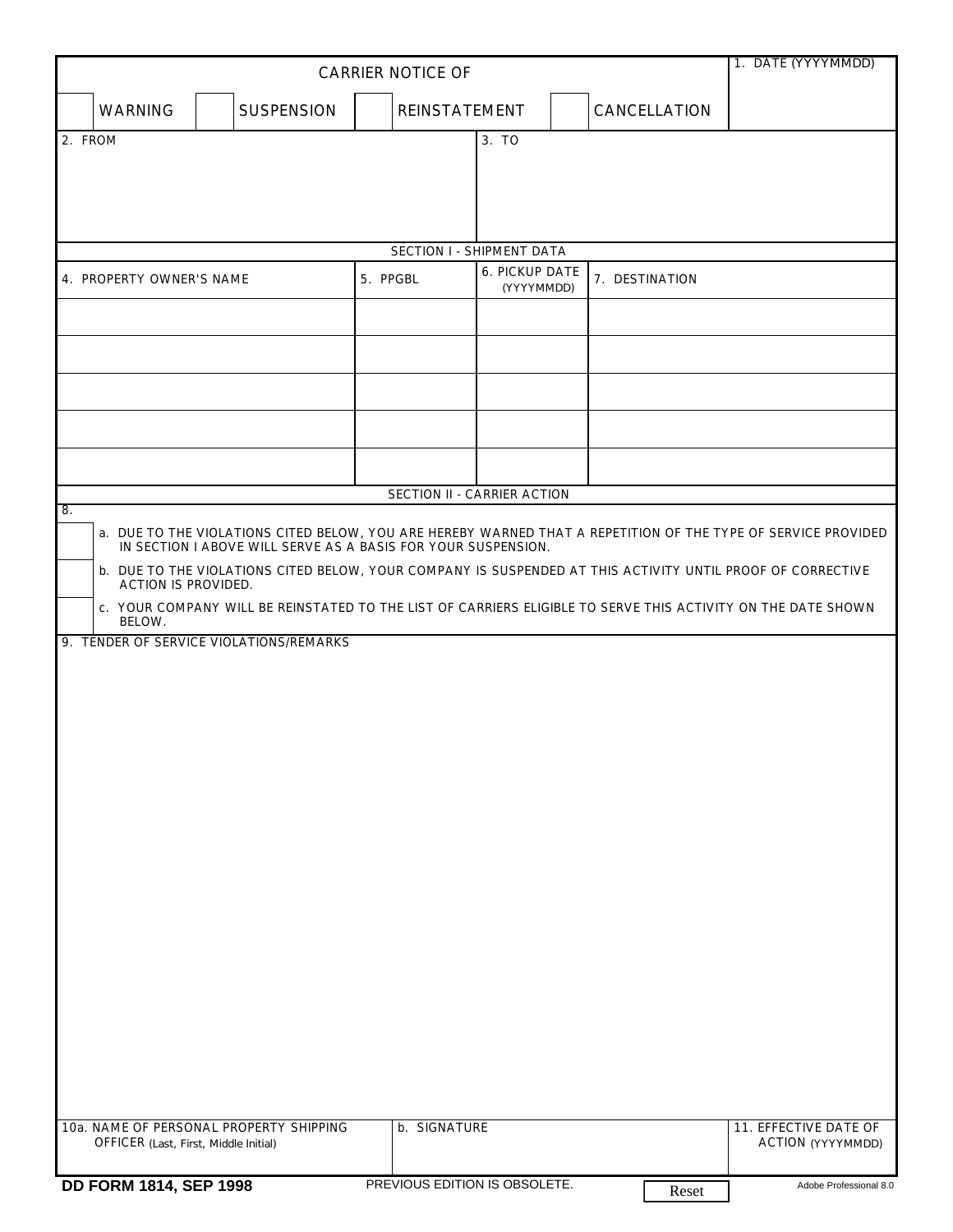# CARRIER NOTICE OF

| | | | |
|---|---|---|---|
| ☐ WARNING | ☐ SUSPENSION | ☐ REINSTATEMENT | ☐ CANCELLATION |

1. DATE (YYYYMMDD)

| 2. FROM | 3. TO |
|---|---|
| | |

## SECTION I - SHIPMENT DATA

| 4. PROPERTY OWNER'S NAME | 5. PPGBL | 6. PICKUP DATE (YYYYMMDD) | 7. DESTINATION |
|---|---|---|---|
| | | | |
| | | | |
| | | | |
| | | | |
| | | | |

## SECTION II - CARRIER ACTION

8.

☐ a. DUE TO THE VIOLATIONS CITED BELOW, YOU ARE HEREBY WARNED THAT A REPETITION OF THE TYPE OF SERVICE PROVIDED IN SECTION I ABOVE WILL SERVE AS A BASIS FOR YOUR SUSPENSION.

☐ b. DUE TO THE VIOLATIONS CITED BELOW, YOUR COMPANY IS SUSPENDED AT THIS ACTIVITY UNTIL PROOF OF CORRECTIVE ACTION IS PROVIDED.

☐ c. YOUR COMPANY WILL BE REINSTATED TO THE LIST OF CARRIERS ELIGIBLE TO SERVE THIS ACTIVITY ON THE DATE SHOWN BELOW.

9. TENDER OF SERVICE VIOLATIONS/REMARKS

| 10a. NAME OF PERSONAL PROPERTY SHIPPING OFFICER (Last, First, Middle Initial) | b. SIGNATURE | 11. EFFECTIVE DATE OF ACTION (YYYYMMDD) |
|---|---|---|
| | | |

**DD FORM 1814, SEP 1998** PREVIOUS EDITION IS OBSOLETE. Reset Adobe Professional 8.0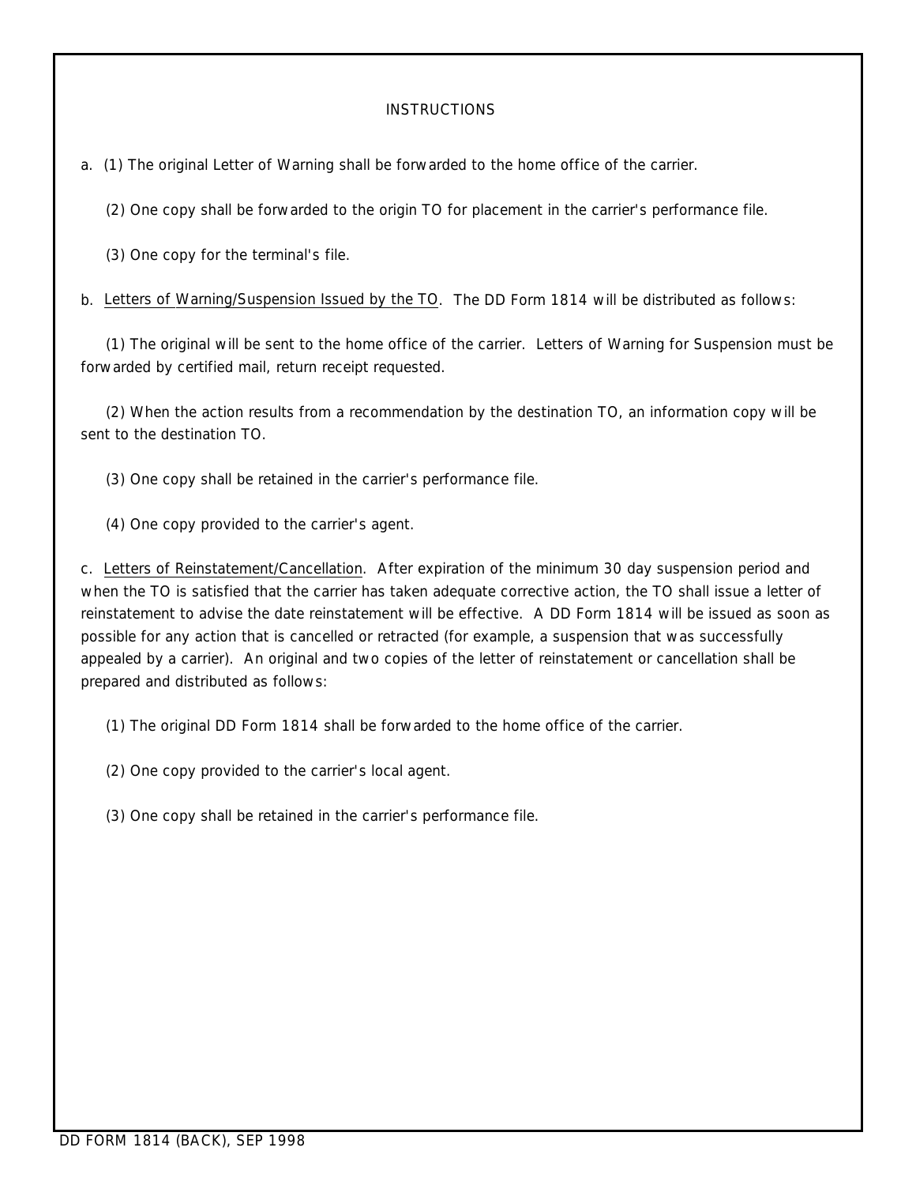## INSTRUCTIONS

a. (1) The original Letter of Warning shall be forwarded to the home office of the carrier.

(2) One copy shall be forwarded to the origin TO for placement in the carrier's performance file.

(3) One copy for the terminal's file.

b. Letters of Warning/Suspension Issued by the TO. The DD Form 1814 will be distributed as follows:

(1) The original will be sent to the home office of the carrier. Letters of Warning for Suspension must be forwarded by certified mail, return receipt requested.

(2) When the action results from a recommendation by the destination TO, an information copy will be sent to the destination TO.

(3) One copy shall be retained in the carrier's performance file.

(4) One copy provided to the carrier's agent.

c. Letters of Reinstatement/Cancellation. After expiration of the minimum 30 day suspension period and when the TO is satisfied that the carrier has taken adequate corrective action, the TO shall issue a letter of reinstatement to advise the date reinstatement will be effective. A DD Form 1814 will be issued as soon as possible for any action that is cancelled or retracted (for example, a suspension that was successfully appealed by a carrier). An original and two copies of the letter of reinstatement or cancellation shall be prepared and distributed as follows:

(1) The original DD Form 1814 shall be forwarded to the home office of the carrier.

(2) One copy provided to the carrier's local agent.

(3) One copy shall be retained in the carrier's performance file.

DD FORM 1814 (BACK), SEP 1998